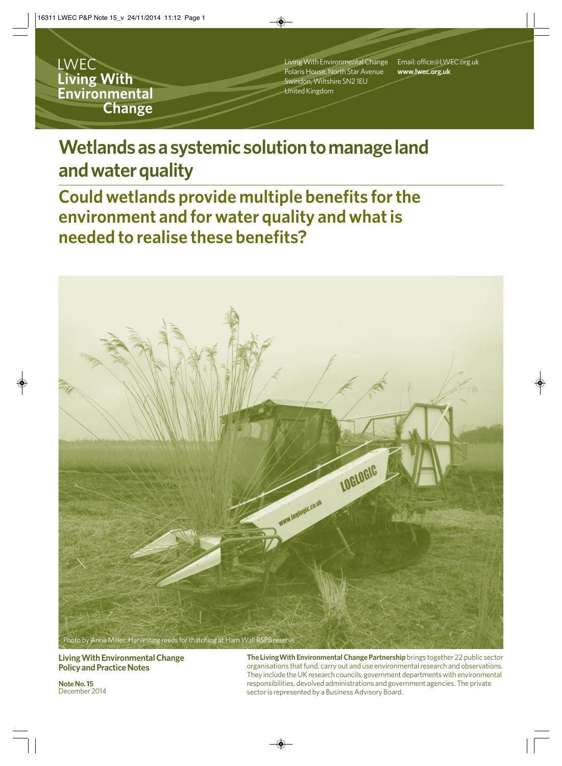LWEC
**Living With Environmental Change**

Living With Environmental Change
Polaris House, North Star Avenue
Swindon, Wiltshire SN2 1EU
United Kingdom

Email: office@LWEC.org.uk
**www.lwec.org.uk**

# Wetlands as a systemic solution to manage land and water quality

## Could wetlands provide multiple benefits for the environment and for water quality and what is needed to realise these benefits?

Photo by Anne Miller: Harvesting reeds for thatching at Ham Wall RSPB reserve

**Living With Environmental Change Policy and Practice Notes**

**Note No. 15**
December 2014

**The Living With Environmental Change Partnership** brings together 22 public sector organisations that fund, carry out and use environmental research and observations. They include the UK research councils, government departments with environmental responsibilities, devolved administrations and government agencies. The private sector is represented by a Business Advisory Board.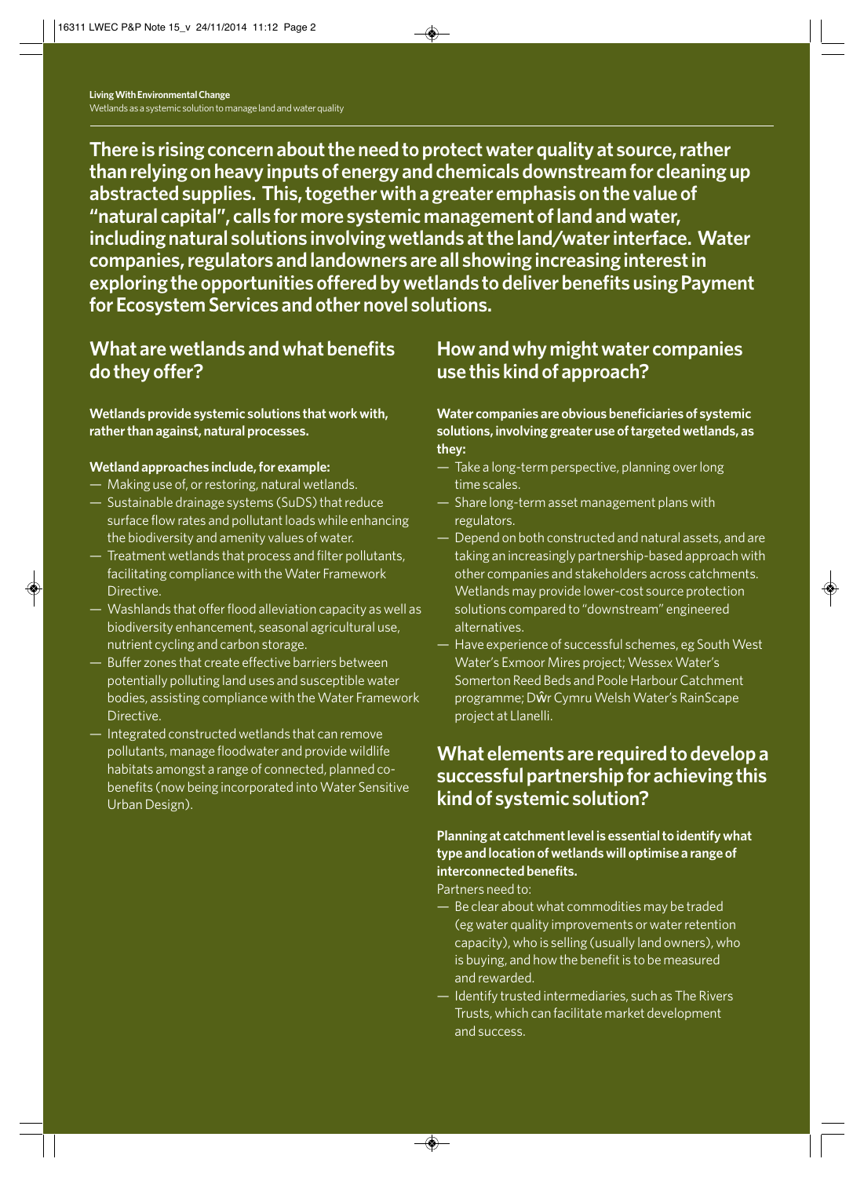**There is rising concern about the need to protect water quality at source, rather than relying on heavy inputs of energy and chemicals downstream for cleaning up abstracted supplies. This, together with a greater emphasis on the value of "natural capital", calls for more systemic management of land and water, including natural solutions involving wetlands at the land/water interface. Water companies, regulators and landowners are all showing increasing interest in exploring the opportunities offered by wetlands to deliver benefits using Payment for Ecosystem Services and other novel solutions.**

## What are wetlands and what benefits do they offer?

**Wetlands provide systemic solutions that work with, rather than against, natural processes.**

**Wetland approaches include, for example:**

- Making use of, or restoring, natural wetlands.
- Sustainable drainage systems (SuDS) that reduce surface flow rates and pollutant loads while enhancing the biodiversity and amenity values of water.
- Treatment wetlands that process and filter pollutants, facilitating compliance with the Water Framework Directive.
- Washlands that offer flood alleviation capacity as well as biodiversity enhancement, seasonal agricultural use, nutrient cycling and carbon storage.
- Buffer zones that create effective barriers between potentially polluting land uses and susceptible water bodies, assisting compliance with the Water Framework Directive.
- Integrated constructed wetlands that can remove pollutants, manage floodwater and provide wildlife habitats amongst a range of connected, planned co-benefits (now being incorporated into Water Sensitive Urban Design).

## How and why might water companies use this kind of approach?

**Water companies are obvious beneficiaries of systemic solutions, involving greater use of targeted wetlands, as they:**

- Take a long-term perspective, planning over long time scales.
- Share long-term asset management plans with regulators.
- Depend on both constructed and natural assets, and are taking an increasingly partnership-based approach with other companies and stakeholders across catchments. Wetlands may provide lower-cost source protection solutions compared to "downstream" engineered alternatives.
- Have experience of successful schemes, eg South West Water's Exmoor Mires project; Wessex Water's Somerton Reed Beds and Poole Harbour Catchment programme; Dŵr Cymru Welsh Water's RainScape project at Llanelli.

## What elements are required to develop a successful partnership for achieving this kind of systemic solution?

**Planning at catchment level is essential to identify what type and location of wetlands will optimise a range of interconnected benefits.**

Partners need to:

- Be clear about what commodities may be traded (eg water quality improvements or water retention capacity), who is selling (usually land owners), who is buying, and how the benefit is to be measured and rewarded.
- Identify trusted intermediaries, such as The Rivers Trusts, which can facilitate market development and success.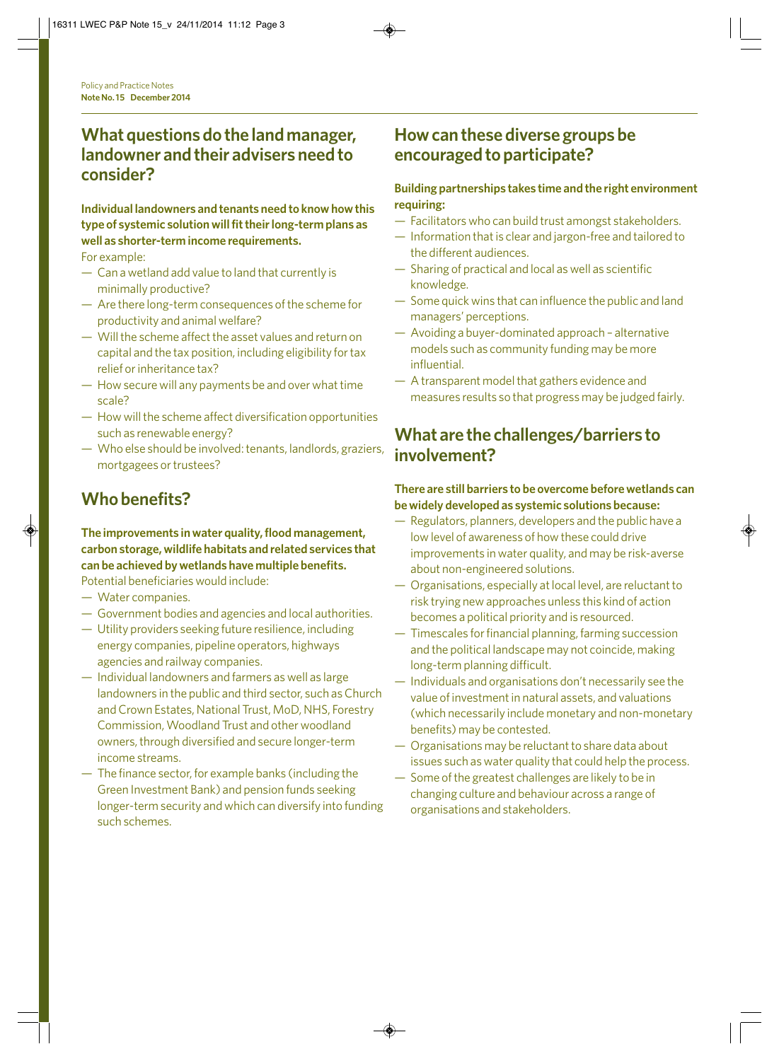## What questions do the land manager, landowner and their advisers need to consider?

**Individual landowners and tenants need to know how this type of systemic solution will fit their long-term plans as well as shorter-term income requirements.**

For example:

- Can a wetland add value to land that currently is minimally productive?
- Are there long-term consequences of the scheme for productivity and animal welfare?
- Will the scheme affect the asset values and return on capital and the tax position, including eligibility for tax relief or inheritance tax?
- How secure will any payments be and over what time scale?
- How will the scheme affect diversification opportunities such as renewable energy?
- Who else should be involved: tenants, landlords, graziers, mortgagees or trustees?

## Who benefits?

**The improvements in water quality, flood management, carbon storage, wildlife habitats and related services that can be achieved by wetlands have multiple benefits.**

Potential beneficiaries would include:

- Water companies.
- Government bodies and agencies and local authorities.
- Utility providers seeking future resilience, including energy companies, pipeline operators, highways agencies and railway companies.
- Individual landowners and farmers as well as large landowners in the public and third sector, such as Church and Crown Estates, National Trust, MoD, NHS, Forestry Commission, Woodland Trust and other woodland owners, through diversified and secure longer-term income streams.
- The finance sector, for example banks (including the Green Investment Bank) and pension funds seeking longer-term security and which can diversify into funding such schemes.

## How can these diverse groups be encouraged to participate?

**Building partnerships takes time and the right environment requiring:**

- Facilitators who can build trust amongst stakeholders.
- Information that is clear and jargon-free and tailored to the different audiences.
- Sharing of practical and local as well as scientific knowledge.
- Some quick wins that can influence the public and land managers' perceptions.
- Avoiding a buyer-dominated approach – alternative models such as community funding may be more influential.
- A transparent model that gathers evidence and measures results so that progress may be judged fairly.

## What are the challenges/barriers to involvement?

**There are still barriers to be overcome before wetlands can be widely developed as systemic solutions because:**

- Regulators, planners, developers and the public have a low level of awareness of how these could drive improvements in water quality, and may be risk-averse about non-engineered solutions.
- Organisations, especially at local level, are reluctant to risk trying new approaches unless this kind of action becomes a political priority and is resourced.
- Timescales for financial planning, farming succession and the political landscape may not coincide, making long-term planning difficult.
- Individuals and organisations don't necessarily see the value of investment in natural assets, and valuations (which necessarily include monetary and non-monetary benefits) may be contested.
- Organisations may be reluctant to share data about issues such as water quality that could help the process.
- Some of the greatest challenges are likely to be in changing culture and behaviour across a range of organisations and stakeholders.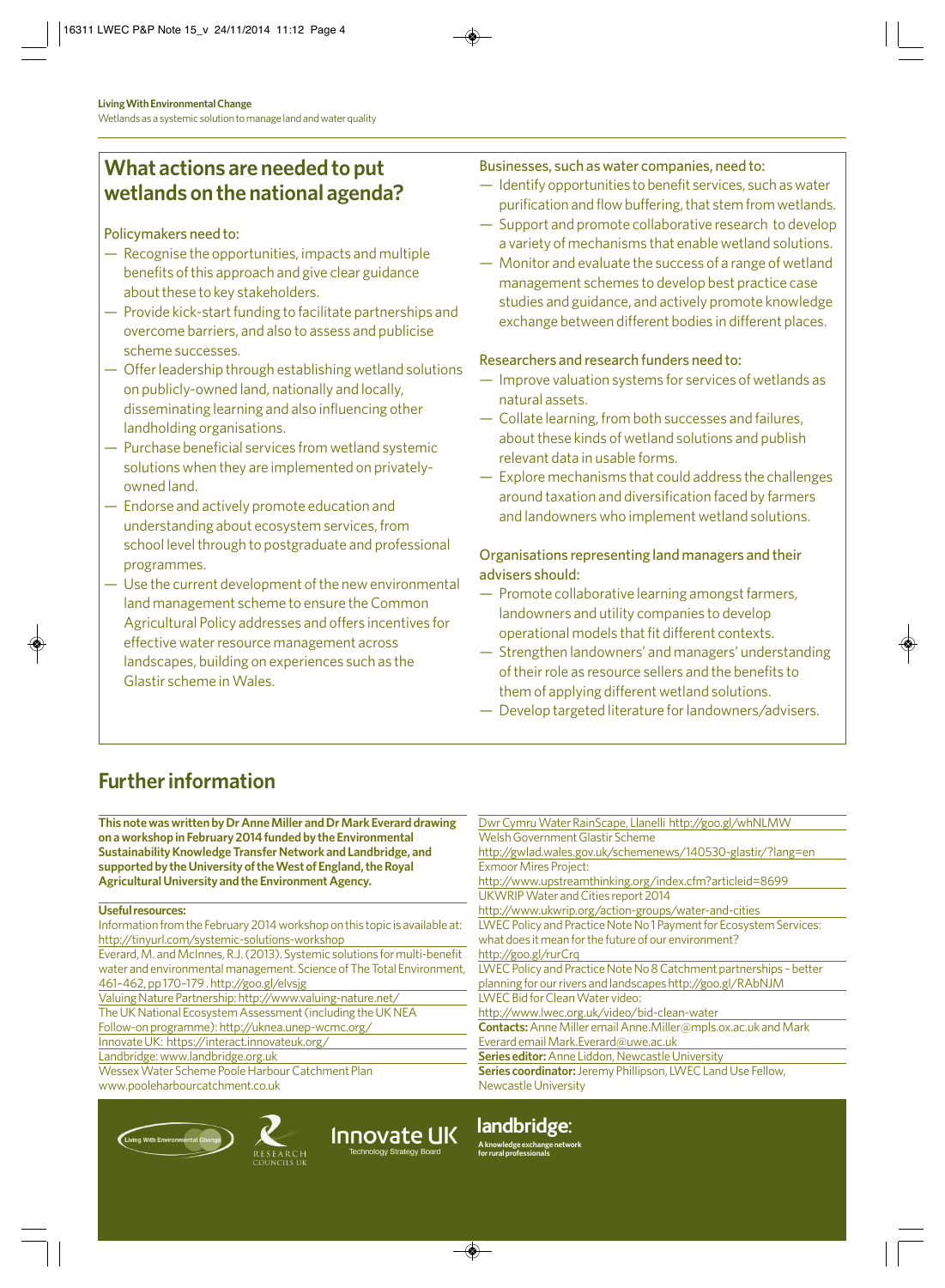## What actions are needed to put wetlands on the national agenda?

Policymakers need to:

- Recognise the opportunities, impacts and multiple benefits of this approach and give clear guidance about these to key stakeholders.
- Provide kick-start funding to facilitate partnerships and overcome barriers, and also to assess and publicise scheme successes.
- Offer leadership through establishing wetland solutions on publicly-owned land, nationally and locally, disseminating learning and also influencing other landholding organisations.
- Purchase beneficial services from wetland systemic solutions when they are implemented on privately-owned land.
- Endorse and actively promote education and understanding about ecosystem services, from school level through to postgraduate and professional programmes.
- Use the current development of the new environmental land management scheme to ensure the Common Agricultural Policy addresses and offers incentives for effective water resource management across landscapes, building on experiences such as the Glastir scheme in Wales.

Businesses, such as water companies, need to:

- Identify opportunities to benefit services, such as water purification and flow buffering, that stem from wetlands.
- Support and promote collaborative research to develop a variety of mechanisms that enable wetland solutions.
- Monitor and evaluate the success of a range of wetland management schemes to develop best practice case studies and guidance, and actively promote knowledge exchange between different bodies in different places.

Researchers and research funders need to:

- Improve valuation systems for services of wetlands as natural assets.
- Collate learning, from both successes and failures, about these kinds of wetland solutions and publish relevant data in usable forms.
- Explore mechanisms that could address the challenges around taxation and diversification faced by farmers and landowners who implement wetland solutions.

Organisations representing land managers and their advisers should:

- Promote collaborative learning amongst farmers, landowners and utility companies to develop operational models that fit different contexts.
- Strengthen landowners' and managers' understanding of their role as resource sellers and the benefits to them of applying different wetland solutions.
- Develop targeted literature for landowners/advisers.

## Further information

**This note was written by Dr Anne Miller and Dr Mark Everard drawing on a workshop in February 2014 funded by the Environmental Sustainability Knowledge Transfer Network and Landbridge, and supported by the University of the West of England, the Royal Agricultural University and the Environment Agency.**

**Useful resources:**

Information from the February 2014 workshop on this topic is available at: http://tinyurl.com/systemic-solutions-workshop

Everard, M. and McInnes, R.J. (2013). Systemic solutions for multi-benefit water and environmental management. Science of The Total Environment, 461–462, pp 170–179 . http://goo.gl/elvsjg

Valuing Nature Partnership: http://www.valuing-nature.net/

The UK National Ecosystem Assessment (including the UK NEA Follow-on programme): http://uknea.unep-wcmc.org/

Innovate UK: https://interact.innovateuk.org/

Landbridge: www.landbridge.org.uk

Wessex Water Scheme Poole Harbour Catchment Plan www.pooleharbourcatchment.co.uk

Dwr Cymru Water RainScape, Llanelli http://goo.gl/whNLMW

Welsh Government Glastir Scheme http://gwlad.wales.gov.uk/schemenews/140530-glastir/?lang=en

Exmoor Mires Project: http://www.upstreamthinking.org/index.cfm?articleid=8699

UKWRIP Water and Cities report 2014 http://www.ukwrip.org/action-groups/water-and-cities

LWEC Policy and Practice Note No 1 Payment for Ecosystem Services: what does it mean for the future of our environment? http://goo.gl/rurCrq

LWEC Policy and Practice Note No 8 Catchment partnerships – better planning for our rivers and landscapes http://goo.gl/RAbNJM

LWEC Bid for Clean Water video: http://www.lwec.org.uk/video/bid-clean-water

**Contacts:** Anne Miller email Anne.Miller@mpls.ox.ac.uk and Mark Everard email Mark.Everard@uwe.ac.uk

**Series editor:** Anne Liddon, Newcastle University

**Series coordinator:** Jeremy Phillipson, LWEC Land Use Fellow, Newcastle University

Living With Environmental Change | Research Councils UK | Innovate UK Technology Strategy Board | landbridge: A knowledge exchange network for rural professionals